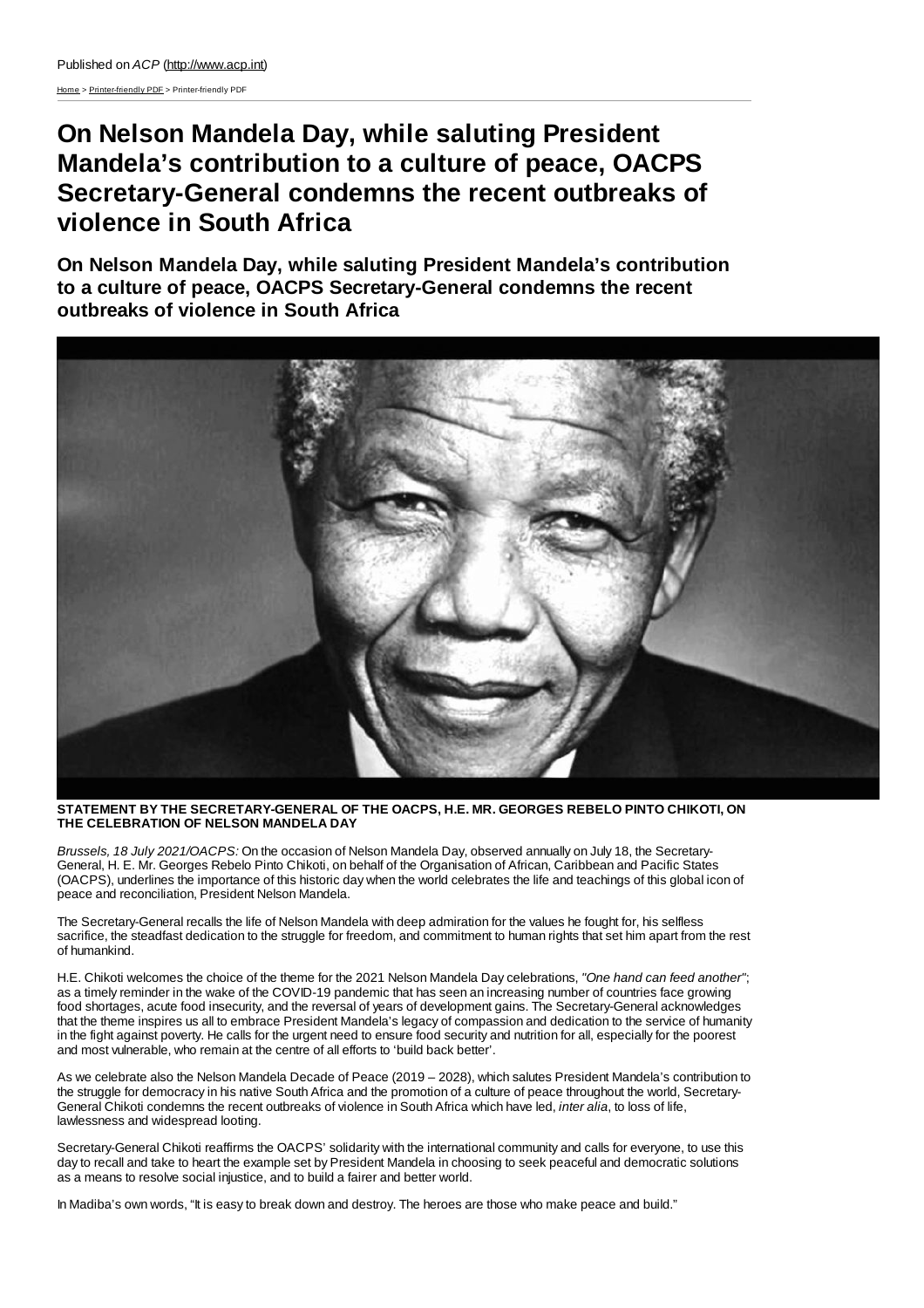Published on *ACP* (http://www.acp.int)

Home > Printer-friendly PDF > Printer-friendly PDF

# On Nelson Mandela Day, while saluting President Mandela's contribution to a culture of peace, OACPS Secretary-General condemns the recent outbreaks of violence in South Africa

## On Nelson Mandela Day, while saluting President Mandela's contribution to a culture of peace, OACPS Secretary-General condemns the recent outbreaks of violence in South Africa

**STATEMENT BY THE SECRETARY-GENERAL OF THE OACPS, H.E. MR. GEORGES REBELO PINTO CHIKOTI, ON THE CELEBRATION OF NELSON MANDELA DAY**

*Brussels, 18 July 2021/OACPS:* On the occasion of Nelson Mandela Day, observed annually on July 18, the Secretary-General, H. E. Mr. Georges Rebelo Pinto Chikoti, on behalf of the Organisation of African, Caribbean and Pacific States (OACPS), underlines the importance of this historic day when the world celebrates the life and teachings of this global icon of peace and reconciliation, President Nelson Mandela.

The Secretary-General recalls the life of Nelson Mandela with deep admiration for the values he fought for, his selfless sacrifice, the steadfast dedication to the struggle for freedom, and commitment to human rights that set him apart from the rest of humankind.

H.E. Chikoti welcomes the choice of the theme for the 2021 Nelson Mandela Day celebrations, *"One hand can feed another"*; as a timely reminder in the wake of the COVID-19 pandemic that has seen an increasing number of countries face growing food shortages, acute food insecurity, and the reversal of years of development gains. The Secretary-General acknowledges that the theme inspires us all to embrace President Mandela's legacy of compassion and dedication to the service of humanity in the fight against poverty. He calls for the urgent need to ensure food security and nutrition for all, especially for the poorest and most vulnerable, who remain at the centre of all efforts to 'build back better'.

As we celebrate also the Nelson Mandela Decade of Peace (2019 – 2028), which salutes President Mandela's contribution to the struggle for democracy in his native South Africa and the promotion of a culture of peace throughout the world, Secretary-General Chikoti condemns the recent outbreaks of violence in South Africa which have led, *inter alia*, to loss of life, lawlessness and widespread looting.

Secretary-General Chikoti reaffirms the OACPS' solidarity with the international community and calls for everyone, to use this day to recall and take to heart the example set by President Mandela in choosing to seek peaceful and democratic solutions as a means to resolve social injustice, and to build a fairer and better world.

In Madiba's own words, "It is easy to break down and destroy. The heroes are those who make peace and build."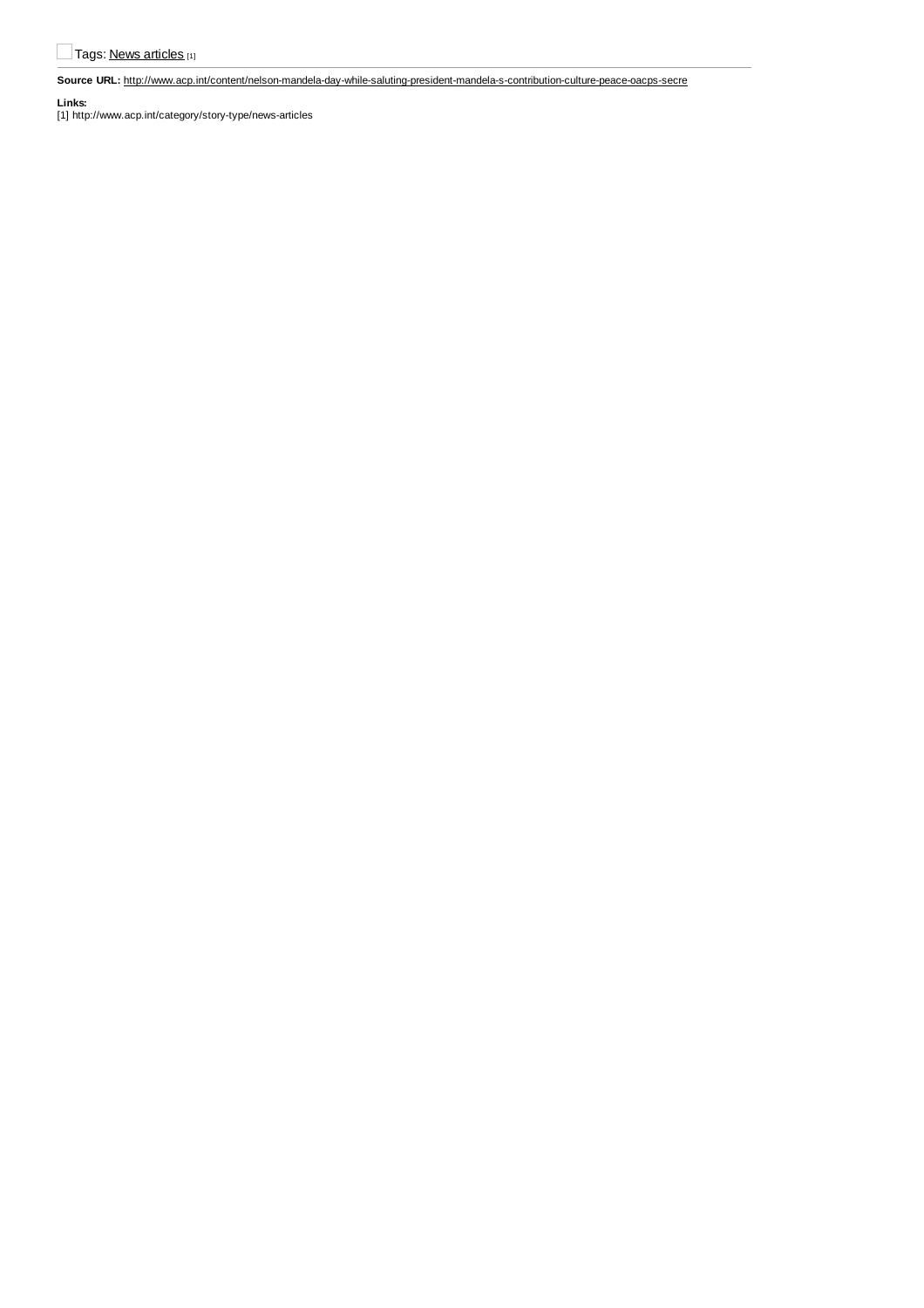Tags: News articles [1]

---

**Source URL:** http://www.acp.int/content/nelson-mandela-day-while-saluting-president-mandela-s-contribution-culture-peace-oacps-secre

**Links:**
[1] http://www.acp.int/category/story-type/news-articles